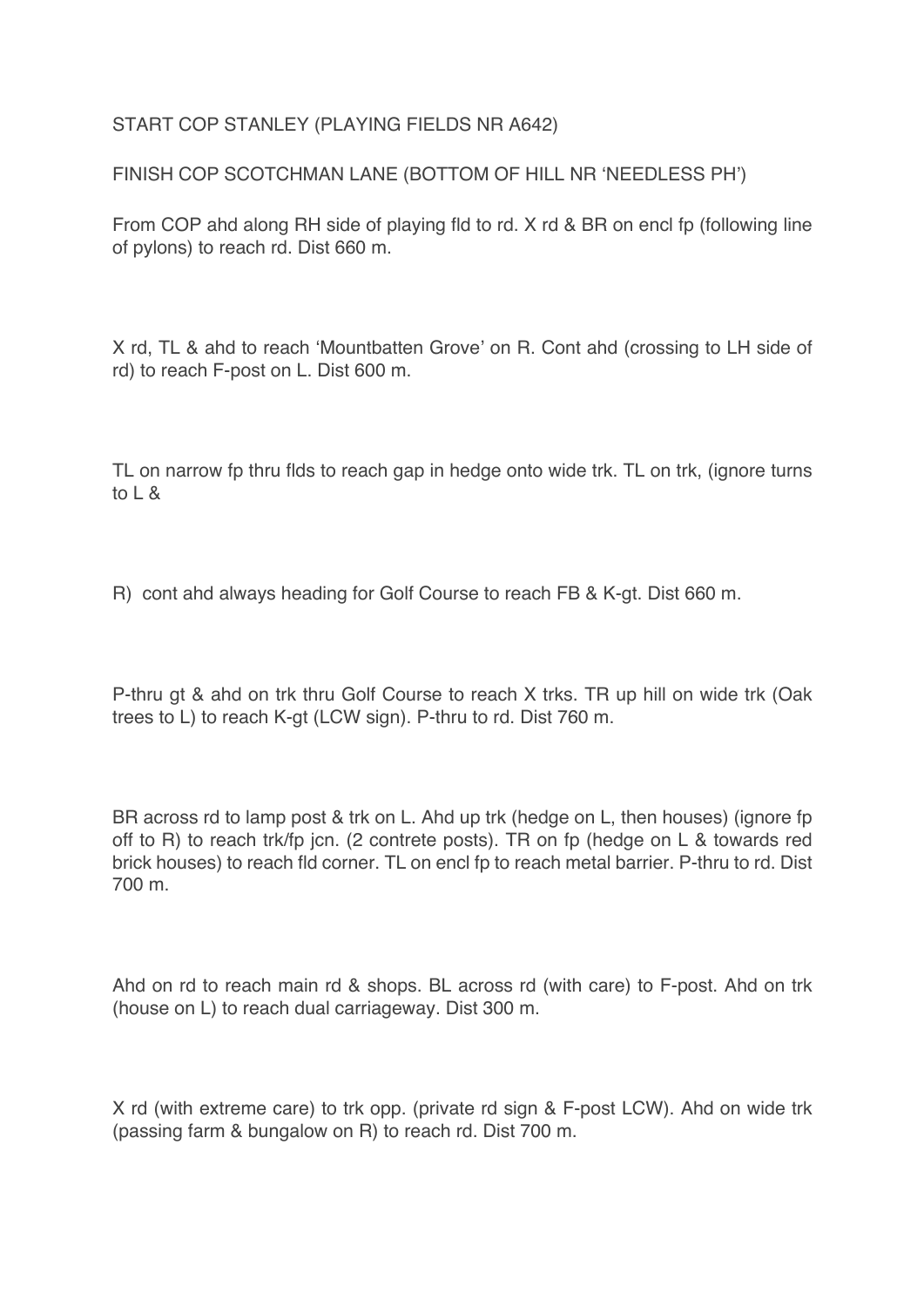START COP STANLEY (PLAYING FIELDS NR A642)

FINISH COP SCOTCHMAN LANE (BOTTOM OF HILL NR 'NEEDLESS PH')

From COP ahd along RH side of playing fld to rd. X rd & BR on encl fp (following line of pylons) to reach rd. Dist 660 m.

X rd, TL & ahd to reach 'Mountbatten Grove' on R. Cont ahd (crossing to LH side of rd) to reach F-post on L. Dist 600 m.

TL on narrow fp thru flds to reach gap in hedge onto wide trk. TL on trk, (ignore turns to L &

R) cont ahd always heading for Golf Course to reach FB & K-gt. Dist 660 m.

P-thru gt & ahd on trk thru Golf Course to reach X trks. TR up hill on wide trk (Oak trees to L) to reach K-gt (LCW sign). P-thru to rd. Dist 760 m.

BR across rd to lamp post & trk on L. Ahd up trk (hedge on L, then houses) (ignore fp off to R) to reach trk/fp jcn. (2 contrete posts). TR on fp (hedge on L & towards red brick houses) to reach fld corner. TL on encl fp to reach metal barrier. P-thru to rd. Dist 700 m.

Ahd on rd to reach main rd & shops. BL across rd (with care) to F-post. Ahd on trk (house on L) to reach dual carriageway. Dist 300 m.

X rd (with extreme care) to trk opp. (private rd sign & F-post LCW). Ahd on wide trk (passing farm & bungalow on R) to reach rd. Dist 700 m.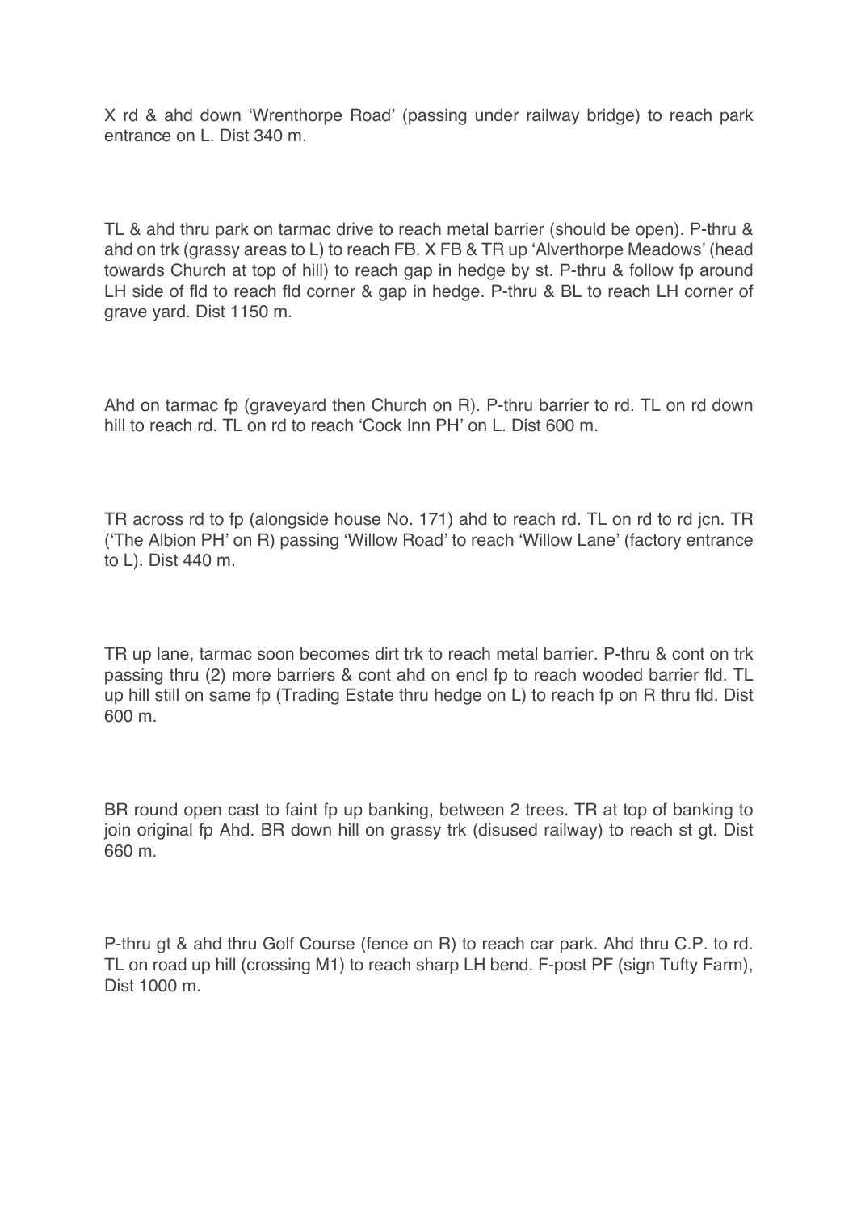X rd & ahd down 'Wrenthorpe Road' (passing under railway bridge) to reach park entrance on L. Dist 340 m.

TL & ahd thru park on tarmac drive to reach metal barrier (should be open). P-thru & ahd on trk (grassy areas to L) to reach FB. X FB & TR up 'Alverthorpe Meadows' (head towards Church at top of hill) to reach gap in hedge by st. P-thru & follow fp around LH side of fld to reach fld corner & gap in hedge. P-thru & BL to reach LH corner of grave yard. Dist 1150 m.

Ahd on tarmac fp (graveyard then Church on R). P-thru barrier to rd. TL on rd down hill to reach rd. TL on rd to reach 'Cock Inn PH' on L. Dist 600 m.

TR across rd to fp (alongside house No. 171) ahd to reach rd. TL on rd to rd jcn. TR ('The Albion PH' on R) passing 'Willow Road' to reach 'Willow Lane' (factory entrance to L). Dist 440 m.

TR up lane, tarmac soon becomes dirt trk to reach metal barrier. P-thru & cont on trk passing thru (2) more barriers & cont ahd on encl fp to reach wooded barrier fld. TL up hill still on same fp (Trading Estate thru hedge on L) to reach fp on R thru fld. Dist 600 m.

BR round open cast to faint fp up banking, between 2 trees. TR at top of banking to join original fp Ahd. BR down hill on grassy trk (disused railway) to reach st gt. Dist 660 m.

P-thru gt & ahd thru Golf Course (fence on R) to reach car park. Ahd thru C.P. to rd. TL on road up hill (crossing M1) to reach sharp LH bend. F-post PF (sign Tufty Farm), Dist 1000 m.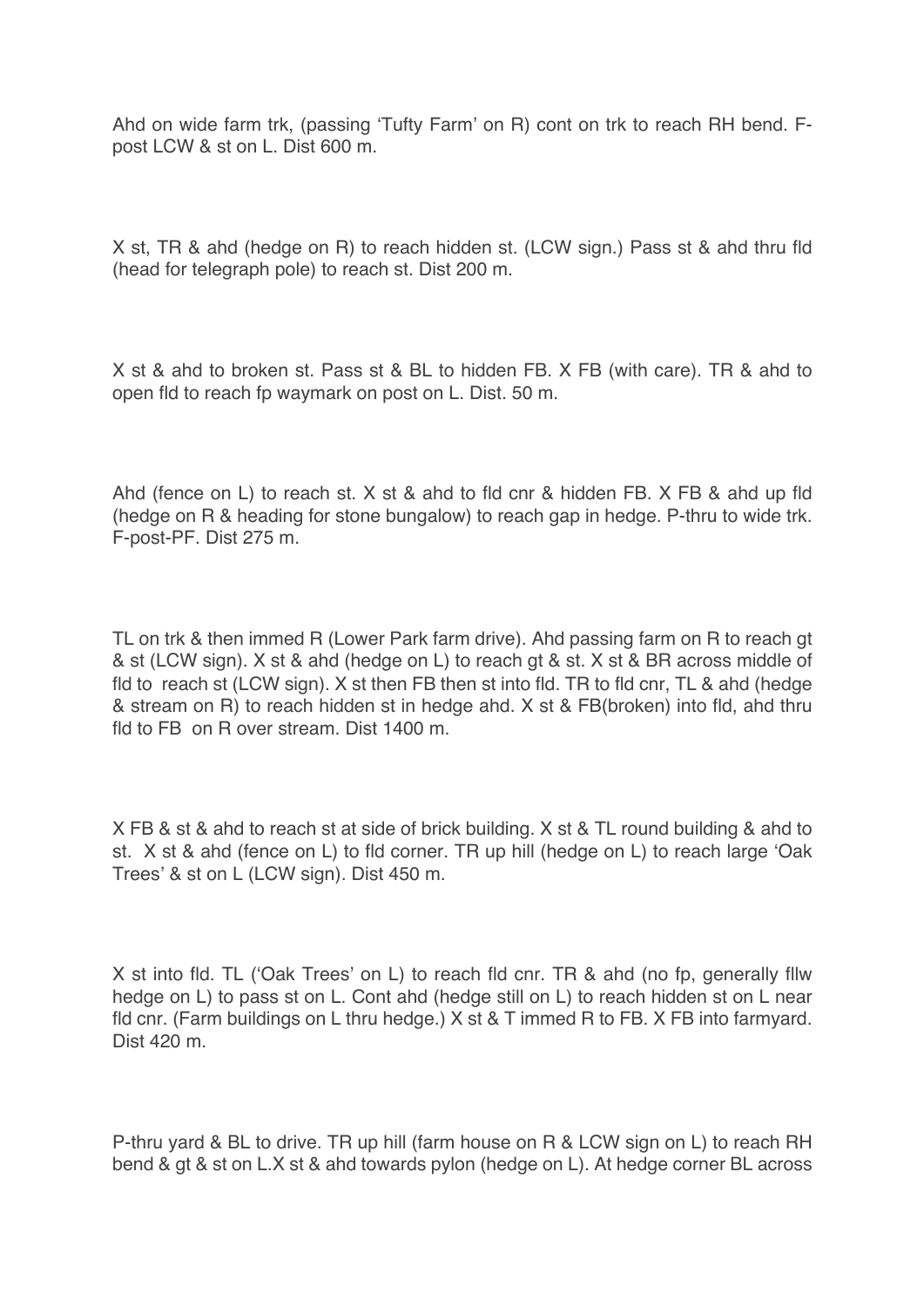Ahd on wide farm trk, (passing 'Tufty Farm' on R) cont on trk to reach RH bend. F-post LCW & st on L. Dist 600 m.

X st, TR & ahd (hedge on R) to reach hidden st. (LCW sign.) Pass st & ahd thru fld (head for telegraph pole) to reach st. Dist 200 m.

X st & ahd to broken st. Pass st & BL to hidden FB. X FB (with care). TR & ahd to open fld to reach fp waymark on post on L. Dist. 50 m.

Ahd (fence on L) to reach st. X st & ahd to fld cnr & hidden FB. X FB & ahd up fld (hedge on R & heading for stone bungalow) to reach gap in hedge. P-thru to wide trk. F-post-PF. Dist 275 m.

TL on trk & then immed R (Lower Park farm drive). Ahd passing farm on R to reach gt & st (LCW sign). X st & ahd (hedge on L) to reach gt & st. X st & BR across middle of fld to reach st (LCW sign). X st then FB then st into fld. TR to fld cnr, TL & ahd (hedge & stream on R) to reach hidden st in hedge ahd. X st & FB(broken) into fld, ahd thru fld to FB on R over stream. Dist 1400 m.

X FB & st & ahd to reach st at side of brick building. X st & TL round building & ahd to st. X st & ahd (fence on L) to fld corner. TR up hill (hedge on L) to reach large 'Oak Trees' & st on L (LCW sign). Dist 450 m.

X st into fld. TL ('Oak Trees' on L) to reach fld cnr. TR & ahd (no fp, generally fllw hedge on L) to pass st on L. Cont ahd (hedge still on L) to reach hidden st on L near fld cnr. (Farm buildings on L thru hedge.) X st & T immed R to FB. X FB into farmyard. Dist 420 m.

P-thru yard & BL to drive. TR up hill (farm house on R & LCW sign on L) to reach RH bend & gt & st on L.X st & ahd towards pylon (hedge on L). At hedge corner BL across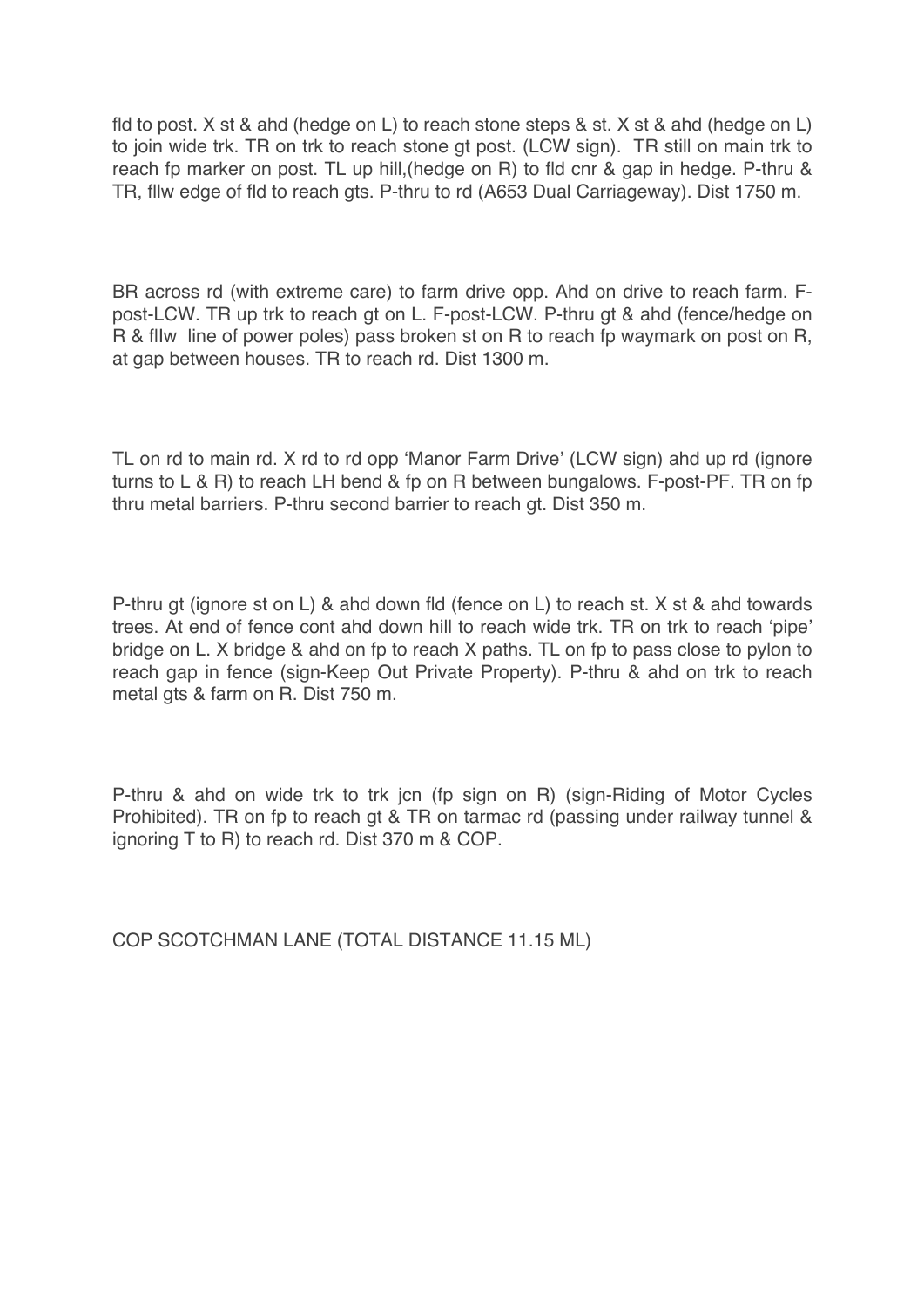fld to post. X st & ahd (hedge on L) to reach stone steps & st. X st & ahd (hedge on L) to join wide trk. TR on trk to reach stone gt post. (LCW sign). TR still on main trk to reach fp marker on post. TL up hill,(hedge on R) to fld cnr & gap in hedge. P-thru & TR, fllw edge of fld to reach gts. P-thru to rd (A653 Dual Carriageway). Dist 1750 m.

BR across rd (with extreme care) to farm drive opp. Ahd on drive to reach farm. F-post-LCW. TR up trk to reach gt on L. F-post-LCW. P-thru gt & ahd (fence/hedge on R & fllw line of power poles) pass broken st on R to reach fp waymark on post on R, at gap between houses. TR to reach rd. Dist 1300 m.

TL on rd to main rd. X rd to rd opp 'Manor Farm Drive' (LCW sign) ahd up rd (ignore turns to L & R) to reach LH bend & fp on R between bungalows. F-post-PF. TR on fp thru metal barriers. P-thru second barrier to reach gt. Dist 350 m.

P-thru gt (ignore st on L) & ahd down fld (fence on L) to reach st. X st & ahd towards trees. At end of fence cont ahd down hill to reach wide trk. TR on trk to reach 'pipe' bridge on L. X bridge & ahd on fp to reach X paths. TL on fp to pass close to pylon to reach gap in fence (sign-Keep Out Private Property). P-thru & ahd on trk to reach metal gts & farm on R. Dist 750 m.

P-thru & ahd on wide trk to trk jcn (fp sign on R) (sign-Riding of Motor Cycles Prohibited). TR on fp to reach gt & TR on tarmac rd (passing under railway tunnel & ignoring T to R) to reach rd. Dist 370 m & COP.

COP SCOTCHMAN LANE (TOTAL DISTANCE 11.15 ML)